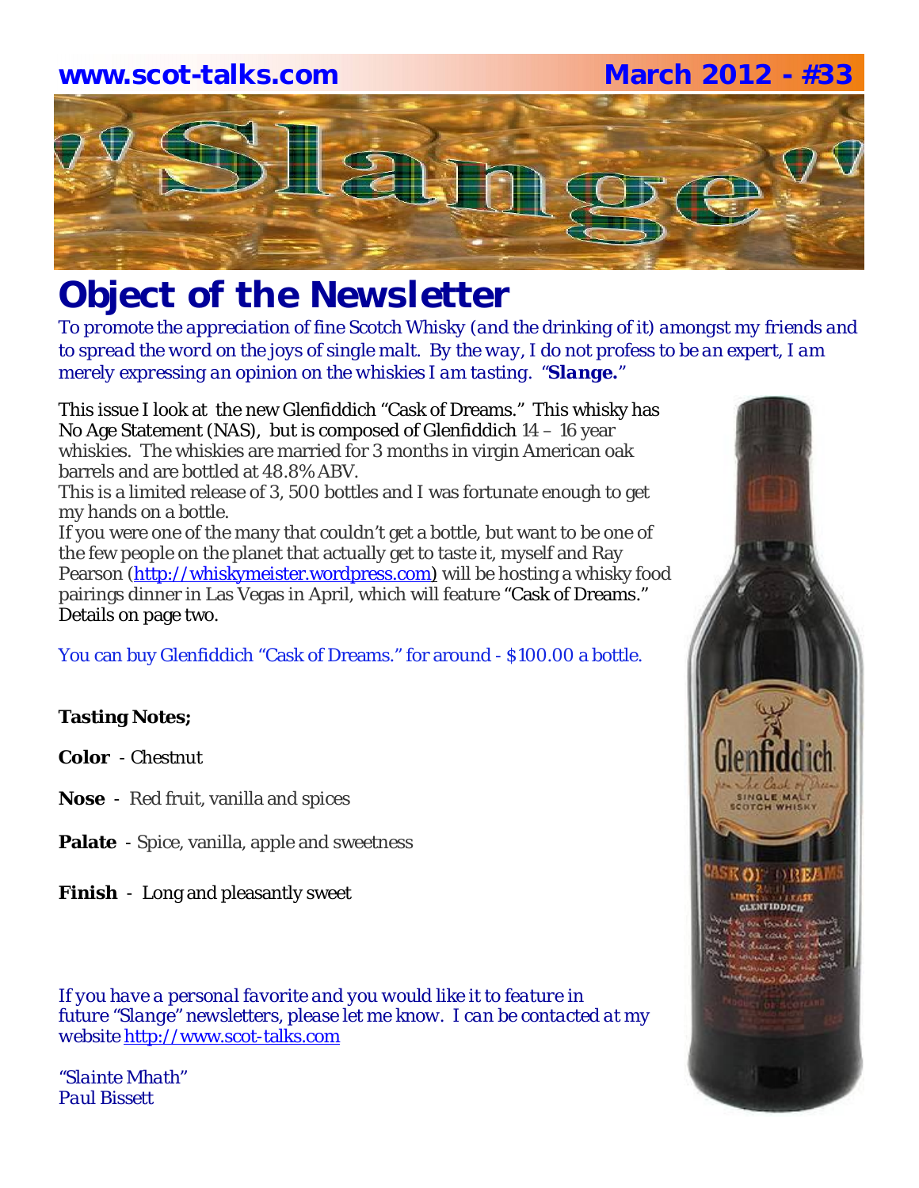**www.scot-talks.com** **March 2012 - #33**

# "Slange"

## Object of the Newsletter

*To promote the appreciation of fine Scotch Whisky (and the drinking of it) amongst my friends and to spread the word on the joys of single malt. By the way, I do not profess to be an expert, I am merely expressing an opinion on the whiskies I am tasting. "**Slange.**"*

This issue I look at the new Glenfiddich "Cask of Dreams." This whisky has No Age Statement (NAS), but is composed of Glenfiddich 14 – 16 year whiskies. The whiskies are married for 3 months in virgin American oak barrels and are bottled at 48.8% ABV.
This is a limited release of 3, 500 bottles and I was fortunate enough to get my hands on a bottle.
If you were one of the many that couldn't get a bottle, but want to be one of the few people on the planet that actually get to taste it, myself and Ray Pearson (http://whiskymeister.wordpress.com) will be hosting a whisky food pairings dinner in Las Vegas in April, which will feature "Cask of Dreams." Details on page two.

You can buy Glenfiddich "Cask of Dreams." for around - $100.00 a bottle.

**Tasting Notes;**

**Color** - Chestnut

**Nose** - Red fruit, vanilla and spices

**Palate** - Spice, vanilla, apple and sweetness

**Finish** - Long and pleasantly sweet

*If you have a personal favorite and you would like it to feature in future "Slange" newsletters, please let me know. I can be contacted at my website* http://www.scot-talks.com

*"Slainte Mhath"*
*Paul Bissett*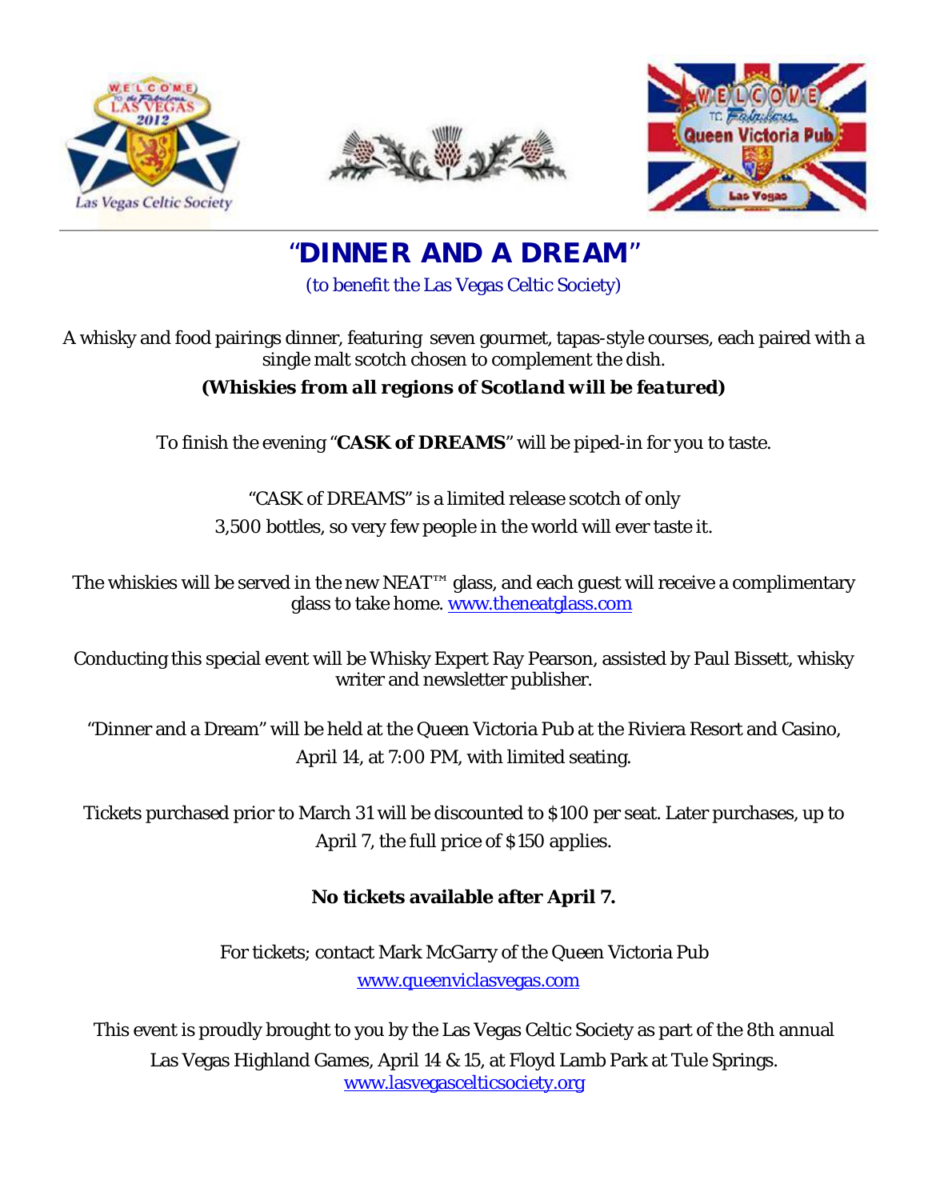# "DINNER AND A DREAM"

(to benefit the Las Vegas Celtic Society)

A whisky and food pairings dinner, featuring seven gourmet, tapas-style courses, each paired with a single malt scotch chosen to complement the dish.

***(Whiskies from all regions of Scotland will be featured)***

To finish the evening "**CASK of DREAMS**" will be piped-in for you to taste.

"CASK of DREAMS" is a limited release scotch of only 3,500 bottles, so very few people in the world will ever taste it.

The whiskies will be served in the new NEAT™ glass, and each guest will receive a complimentary glass to take home. www.theneatglass.com

Conducting this special event will be Whisky Expert Ray Pearson, assisted by Paul Bissett, whisky writer and newsletter publisher.

"Dinner and a Dream" will be held at the Queen Victoria Pub at the Riviera Resort and Casino, April 14, at 7:00 PM, with limited seating.

Tickets purchased prior to March 31 will be discounted to $100 per seat. Later purchases, up to April 7, the full price of $150 applies.

**No tickets available after April 7.**

For tickets; contact Mark McGarry of the Queen Victoria Pub
www.queenviclasvegas.com

This event is proudly brought to you by the Las Vegas Celtic Society as part of the 8th annual Las Vegas Highland Games, April 14 & 15, at Floyd Lamb Park at Tule Springs.
www.lasvegascelticsociety.org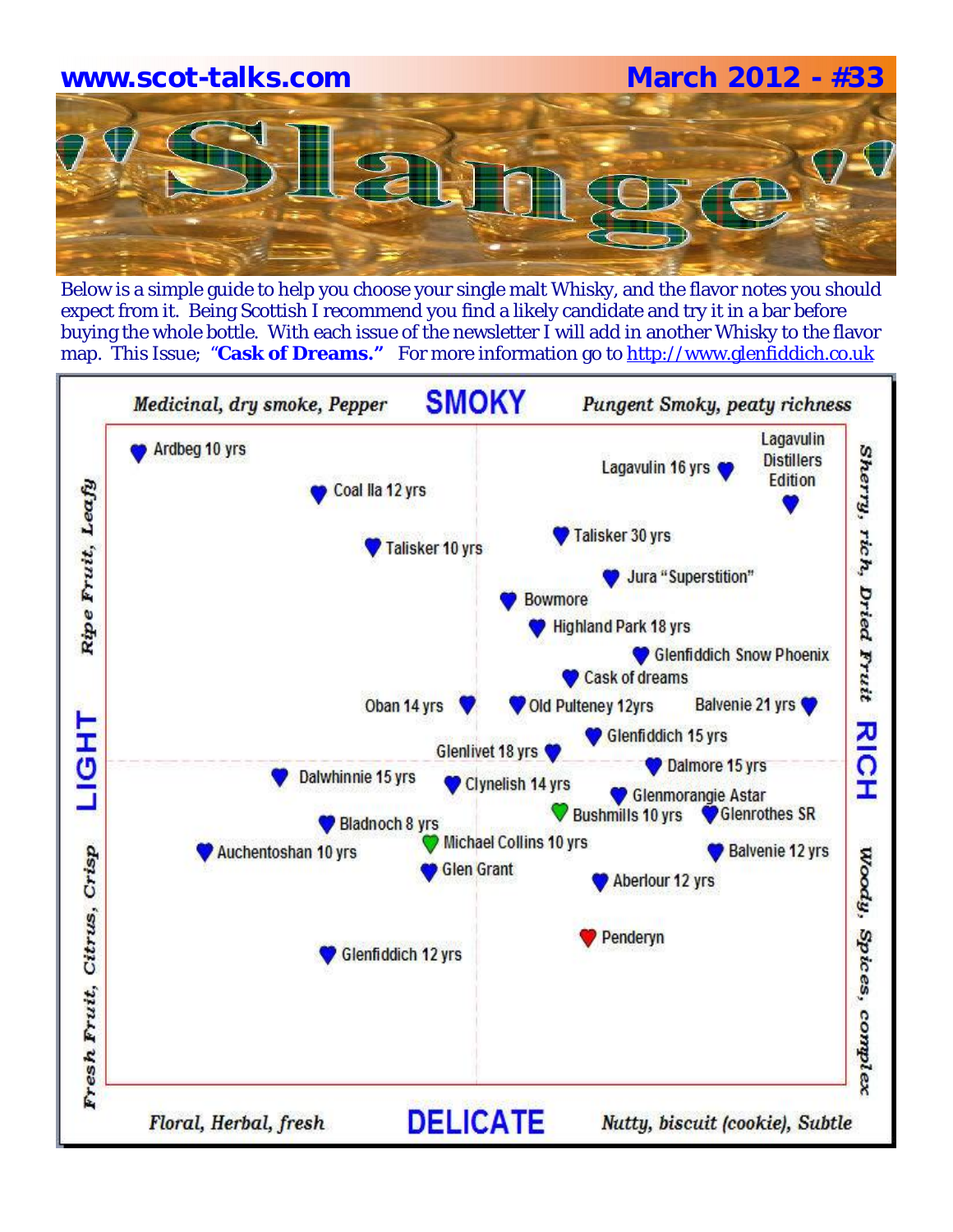**www.scot-talks.com** **March 2012 - #33**

# "Slange"

Below is a simple guide to help you choose your single malt Whisky, and the flavor notes you should expect from it. Being Scottish I recommend you find a likely candidate and try it in a bar before buying the whole bottle. With each issue of the newsletter I will add in another Whisky to the flavor map. This Issue; "**Cask of Dreams."** For more information go to http://www.glenfiddich.co.uk

*Medicinal, dry smoke, Pepper* — **SMOKY** — *Pungent Smoky, peaty richness*

*Ripe Fruit, Leafy* — **LIGHT** — *Fresh Fruit, Citrus, Crisp*

*Sherry, rich, Dried Fruit* — **RICH** — *Woody, Spices, complex*

*Floral, Herbal, fresh* — **DELICATE** — *Nutty, biscuit (cookie), Subtle*

Ardbeg 10 yrs
Coal Ila 12 yrs
Lagavulin 16 yrs
Lagavulin Distillers Edition
Talisker 10 yrs
Talisker 30 yrs
Jura "Superstition"
Bowmore
Highland Park 18 yrs
Glenfiddich Snow Phoenix
Cask of dreams
Oban 14 yrs
Old Pulteney 12yrs
Balvenie 21 yrs
Glenfiddich 15 yrs
Glenlivet 18 yrs
Dalmore 15 yrs
Dalwhinnie 15 yrs
Clynelish 14 yrs
Glenmorangie Astar
Bushmills 10 yrs
Glenrothes SR
Bladnoch 8 yrs
Michael Collins 10 yrs
Auchentoshan 10 yrs
Balvenie 12 yrs
Glen Grant
Aberlour 12 yrs
Penderyn
Glenfiddich 12 yrs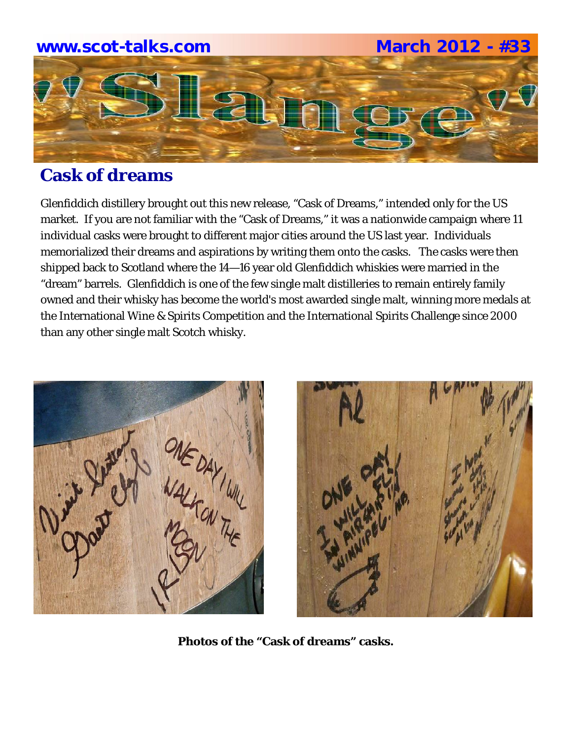## Cask of dreams

Glenfiddich distillery brought out this new release, "Cask of Dreams," intended only for the US market. If you are not familiar with the "Cask of Dreams," it was a nationwide campaign where 11 individual casks were brought to different major cities around the US last year. Individuals memorialized their dreams and aspirations by writing them onto the casks. The casks were then shipped back to Scotland where the 14—16 year old Glenfiddich whiskies were married in the "dream" barrels. Glenfiddich is one of the few single malt distilleries to remain entirely family owned and their whisky has become the world's most awarded single malt, winning more medals at the International Wine & Spirits Competition and the International Spirits Challenge since 2000 than any other single malt Scotch whisky.

**Photos of the "Cask of dreams" casks.**